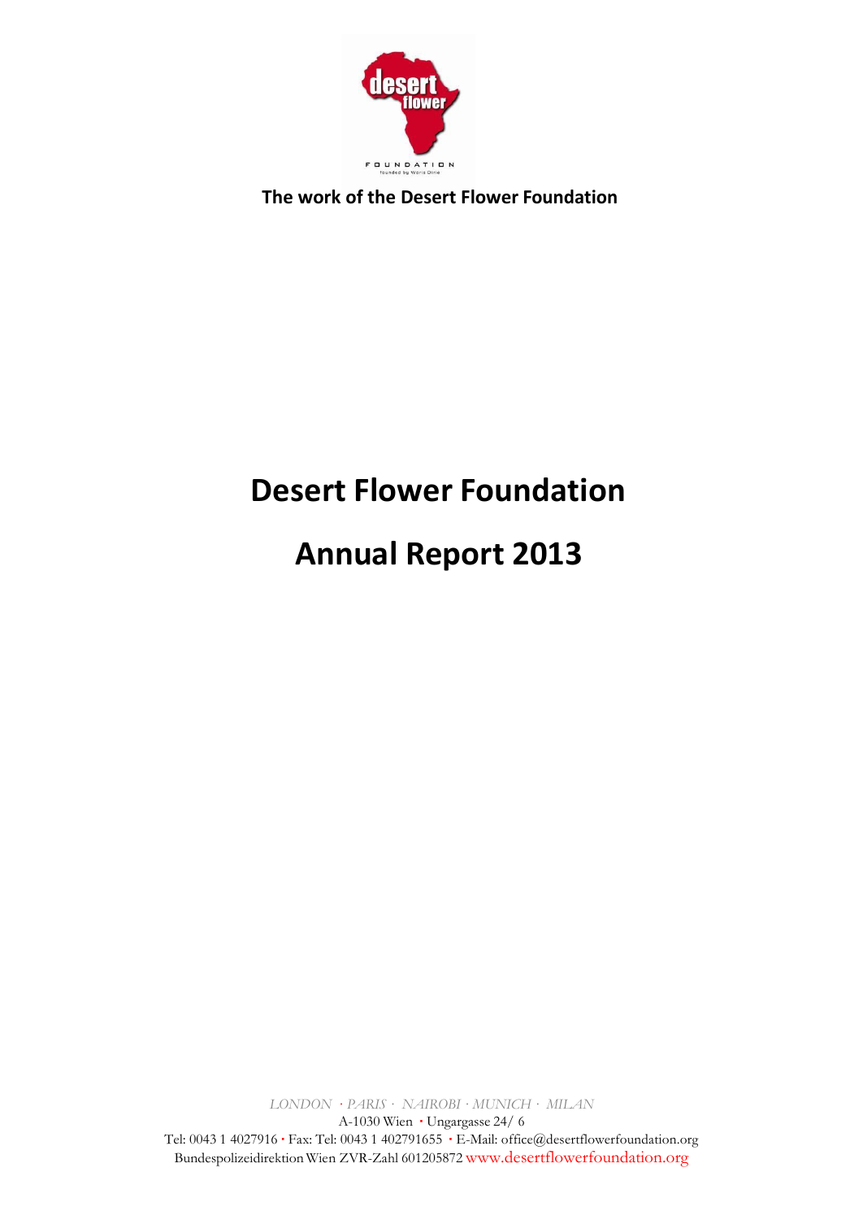The work of the Desert Flower Foundation

# Desert Flower Foundation

# Annual Report 2013

*LONDON · PARIS · NAIROBI · MUNICH · MILAN*

A-1030 Wien · Ungargasse 24/ 6

Tel: 0043 1 4027916 · Fax: Tel: 0043 1 402791655 · E-Mail: office@desertflowerfoundation.org

Bundespolizeidirektion Wien ZVR-Zahl 601205872 www.desertflowerfoundation.org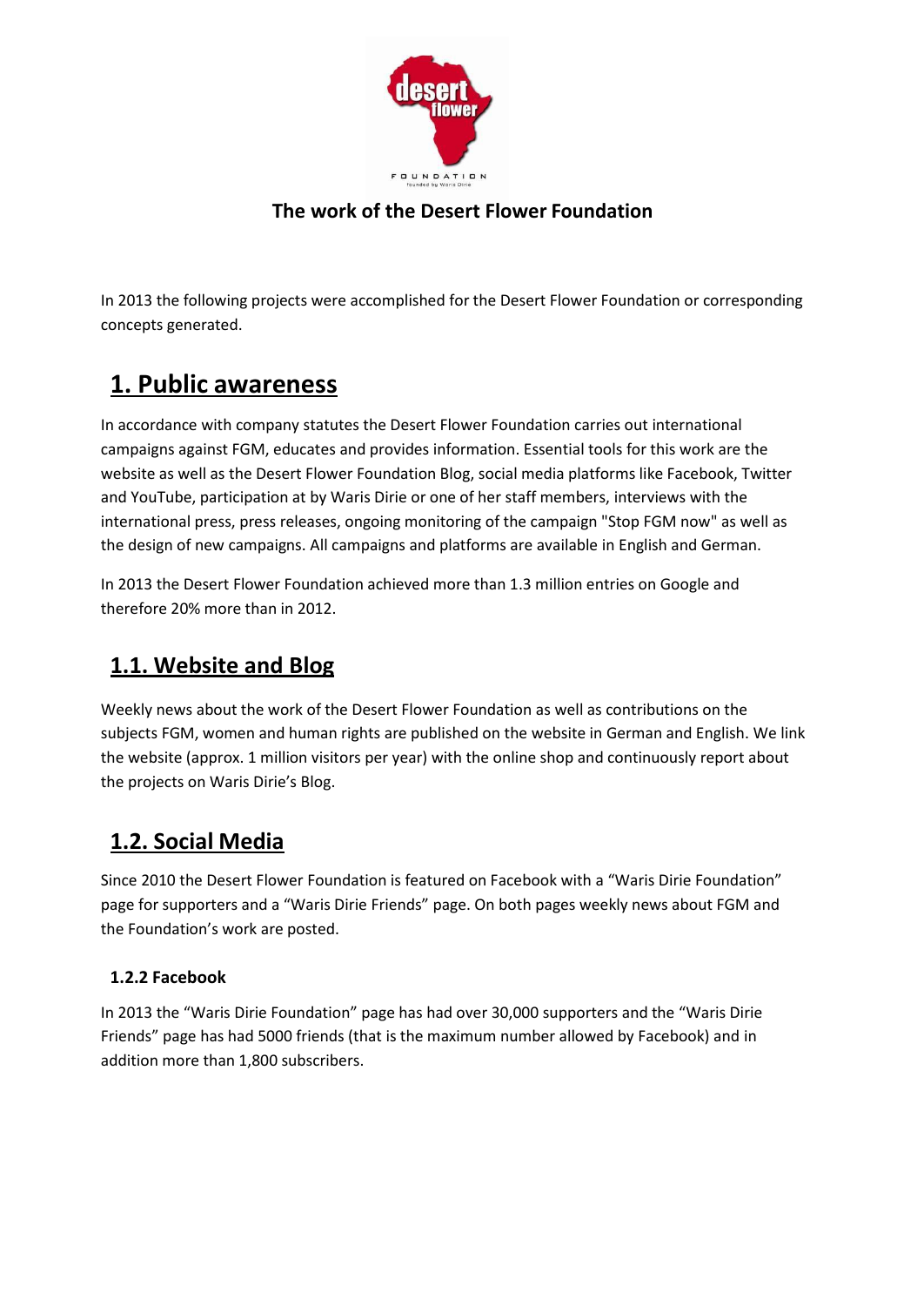## The work of the Desert Flower Foundation

In 2013 the following projects were accomplished for the Desert Flower Foundation or corresponding concepts generated.

# 1. Public awareness

In accordance with company statutes the Desert Flower Foundation carries out international campaigns against FGM, educates and provides information. Essential tools for this work are the website as well as the Desert Flower Foundation Blog, social media platforms like Facebook, Twitter and YouTube, participation at by Waris Dirie or one of her staff members, interviews with the international press, press releases, ongoing monitoring of the campaign "Stop FGM now" as well as the design of new campaigns. All campaigns and platforms are available in English and German.

In 2013 the Desert Flower Foundation achieved more than 1.3 million entries on Google and therefore 20% more than in 2012.

## 1.1. Website and Blog

Weekly news about the work of the Desert Flower Foundation as well as contributions on the subjects FGM, women and human rights are published on the website in German and English. We link the website (approx. 1 million visitors per year) with the online shop and continuously report about the projects on Waris Dirie's Blog.

## 1.2. Social Media

Since 2010 the Desert Flower Foundation is featured on Facebook with a "Waris Dirie Foundation" page for supporters and a "Waris Dirie Friends" page. On both pages weekly news about FGM and the Foundation's work are posted.

### 1.2.2 Facebook

In 2013 the "Waris Dirie Foundation" page has had over 30,000 supporters and the "Waris Dirie Friends" page has had 5000 friends (that is the maximum number allowed by Facebook) and in addition more than 1,800 subscribers.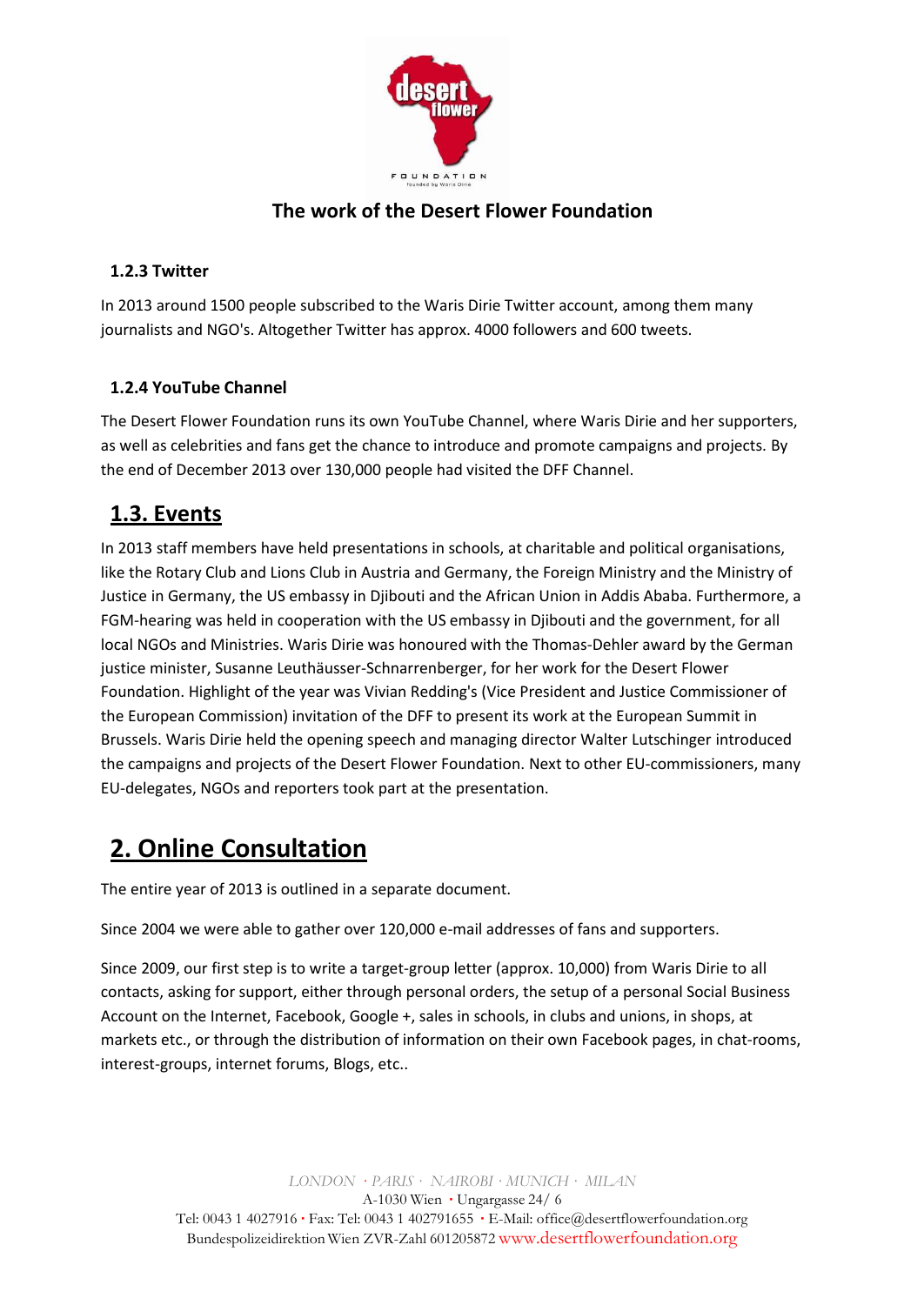### 1.2.3 Twitter

In 2013 around 1500 people subscribed to the Waris Dirie Twitter account, among them many journalists and NGO's. Altogether Twitter has approx. 4000 followers and 600 tweets.

### 1.2.4 YouTube Channel

The Desert Flower Foundation runs its own YouTube Channel, where Waris Dirie and her supporters, as well as celebrities and fans get the chance to introduce and promote campaigns and projects. By the end of December 2013 over 130,000 people had visited the DFF Channel.

## 1.3. Events

In 2013 staff members have held presentations in schools, at charitable and political organisations, like the Rotary Club and Lions Club in Austria and Germany, the Foreign Ministry and the Ministry of Justice in Germany, the US embassy in Djibouti and the African Union in Addis Ababa. Furthermore, a FGM-hearing was held in cooperation with the US embassy in Djibouti and the government, for all local NGOs and Ministries. Waris Dirie was honoured with the Thomas-Dehler award by the German justice minister, Susanne Leuthäusser-Schnarrenberger, for her work for the Desert Flower Foundation. Highlight of the year was Vivian Redding's (Vice President and Justice Commissioner of the European Commission) invitation of the DFF to present its work at the European Summit in Brussels. Waris Dirie held the opening speech and managing director Walter Lutschinger introduced the campaigns and projects of the Desert Flower Foundation. Next to other EU-commissioners, many EU-delegates, NGOs and reporters took part at the presentation.

# 2. Online Consultation

The entire year of 2013 is outlined in a separate document.

Since 2004 we were able to gather over 120,000 e-mail addresses of fans and supporters.

Since 2009, our first step is to write a target-group letter (approx. 10,000) from Waris Dirie to all contacts, asking for support, either through personal orders, the setup of a personal Social Business Account on the Internet, Facebook, Google +, sales in schools, in clubs and unions, in shops, at markets etc., or through the distribution of information on their own Facebook pages, in chat-rooms, interest-groups, internet forums, Blogs, etc..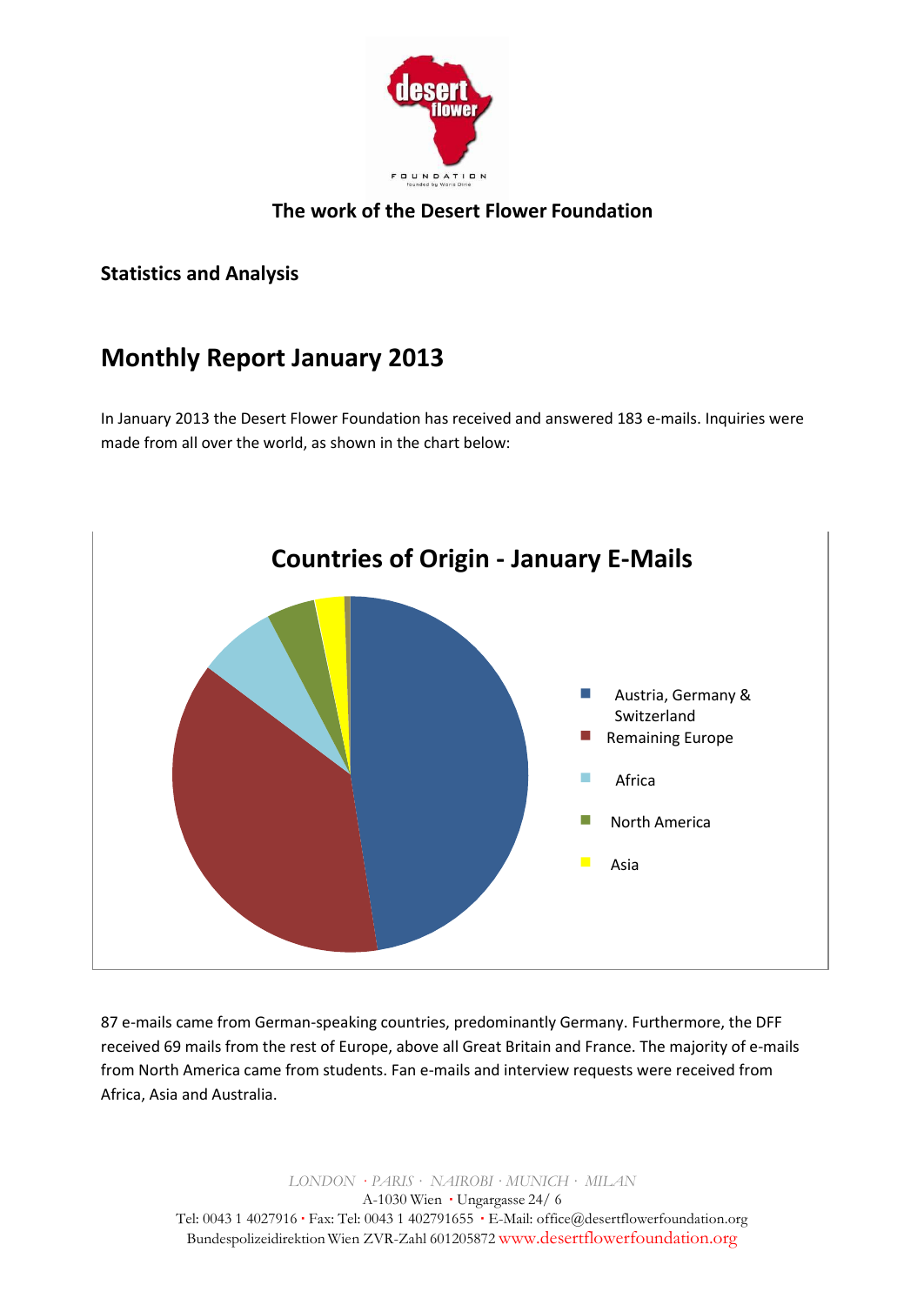### The work of the Desert Flower Foundation

**Statistics and Analysis**

## Monthly Report January 2013

In January 2013 the Desert Flower Foundation has received and answered 183 e-mails. Inquiries were made from all over the world, as shown in the chart below:

**Countries of Origin - January E-Mails**

- Austria, Germany & Switzerland
- Remaining Europe
- Africa
- North America
- Asia

87 e-mails came from German-speaking countries, predominantly Germany. Furthermore, the DFF received 69 mails from the rest of Europe, above all Great Britain and France. The majority of e-mails from North America came from students. Fan e-mails and interview requests were received from Africa, Asia and Australia.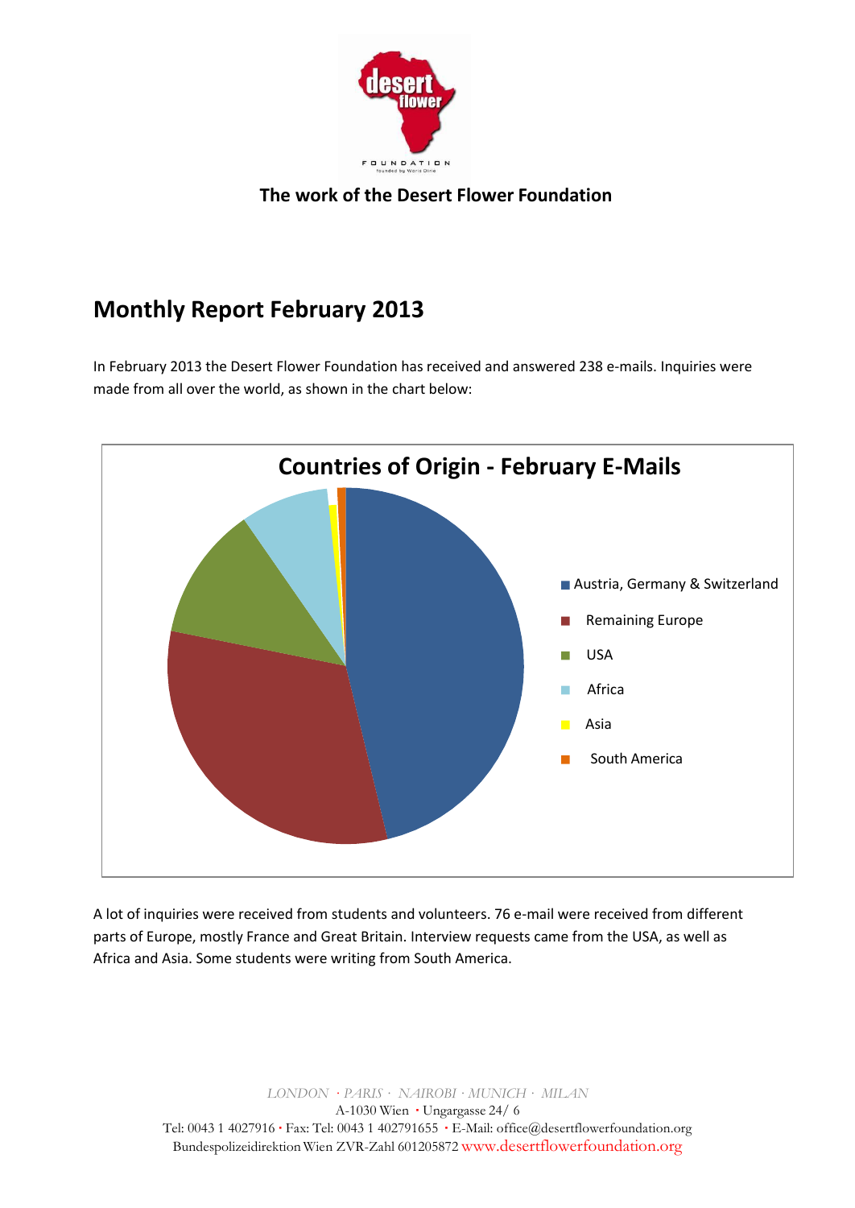**The work of the Desert Flower Foundation**

# Monthly Report February 2013

In February 2013 the Desert Flower Foundation has received and answered 238 e-mails. Inquiries were made from all over the world, as shown in the chart below:

**Countries of Origin - February E-Mails**

- Austria, Germany & Switzerland
- Remaining Europe
- USA
- Africa
- Asia
- South America

A lot of inquiries were received from students and volunteers. 76 e-mail were received from different parts of Europe, mostly France and Great Britain. Interview requests came from the USA, as well as Africa and Asia. Some students were writing from South America.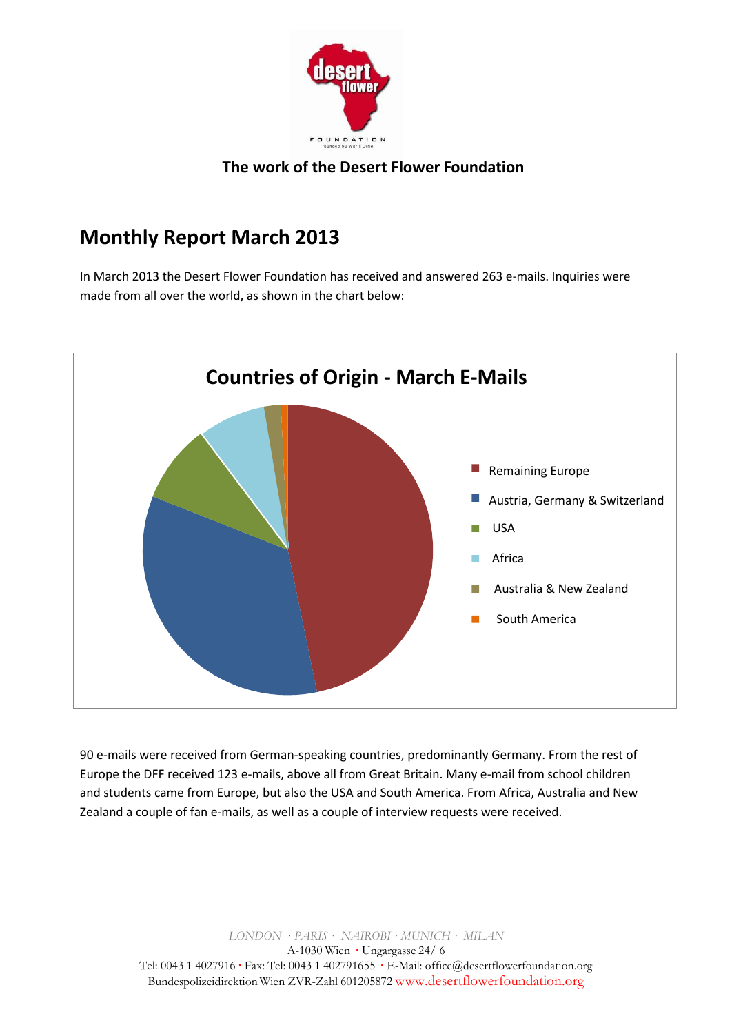**The work of the Desert Flower Foundation**

## Monthly Report March 2013

In March 2013 the Desert Flower Foundation has received and answered 263 e-mails. Inquiries were made from all over the world, as shown in the chart below:

**Countries of Origin - March E-Mails**

- Remaining Europe
- Austria, Germany & Switzerland
- USA
- Africa
- Australia & New Zealand
- South America

90 e-mails were received from German-speaking countries, predominantly Germany. From the rest of Europe the DFF received 123 e-mails, above all from Great Britain. Many e-mail from school children and students came from Europe, but also the USA and South America. From Africa, Australia and New Zealand a couple of fan e-mails, as well as a couple of interview requests were received.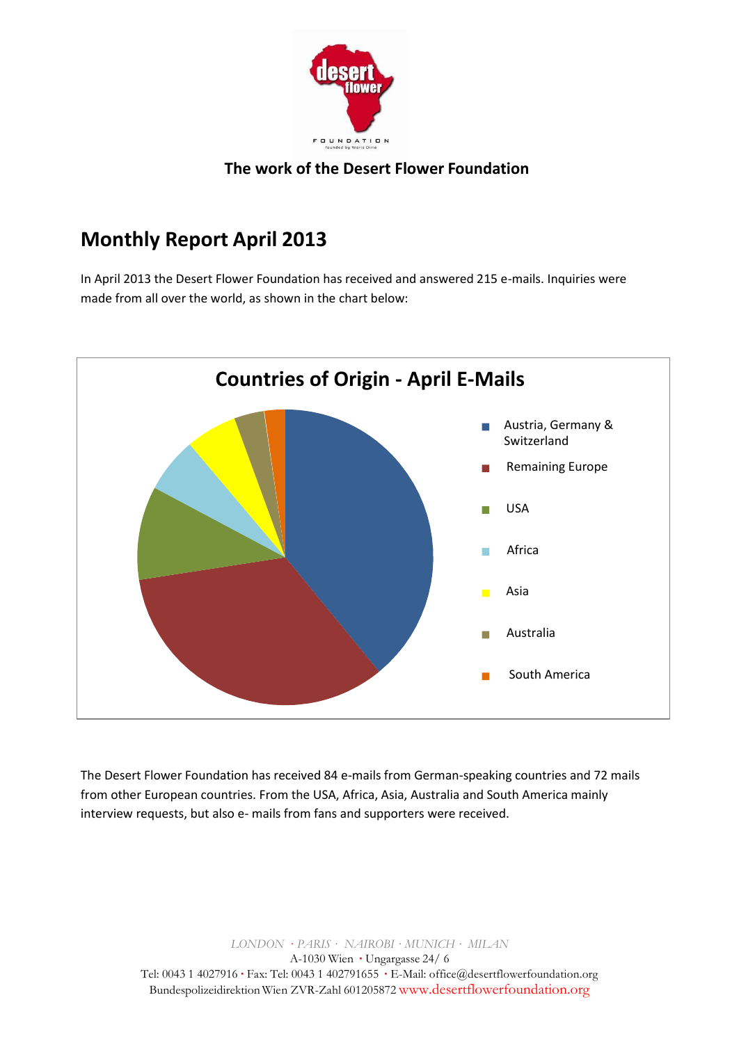The work of the Desert Flower Foundation

## Monthly Report April 2013

In April 2013 the Desert Flower Foundation has received and answered 215 e-mails. Inquiries were made from all over the world, as shown in the chart below:

**Countries of Origin - April E-Mails**

- Austria, Germany & Switzerland
- Remaining Europe
- USA
- Africa
- Asia
- Australia
- South America

The Desert Flower Foundation has received 84 e-mails from German-speaking countries and 72 mails from other European countries. From the USA, Africa, Asia, Australia and South America mainly interview requests, but also e- mails from fans and supporters were received.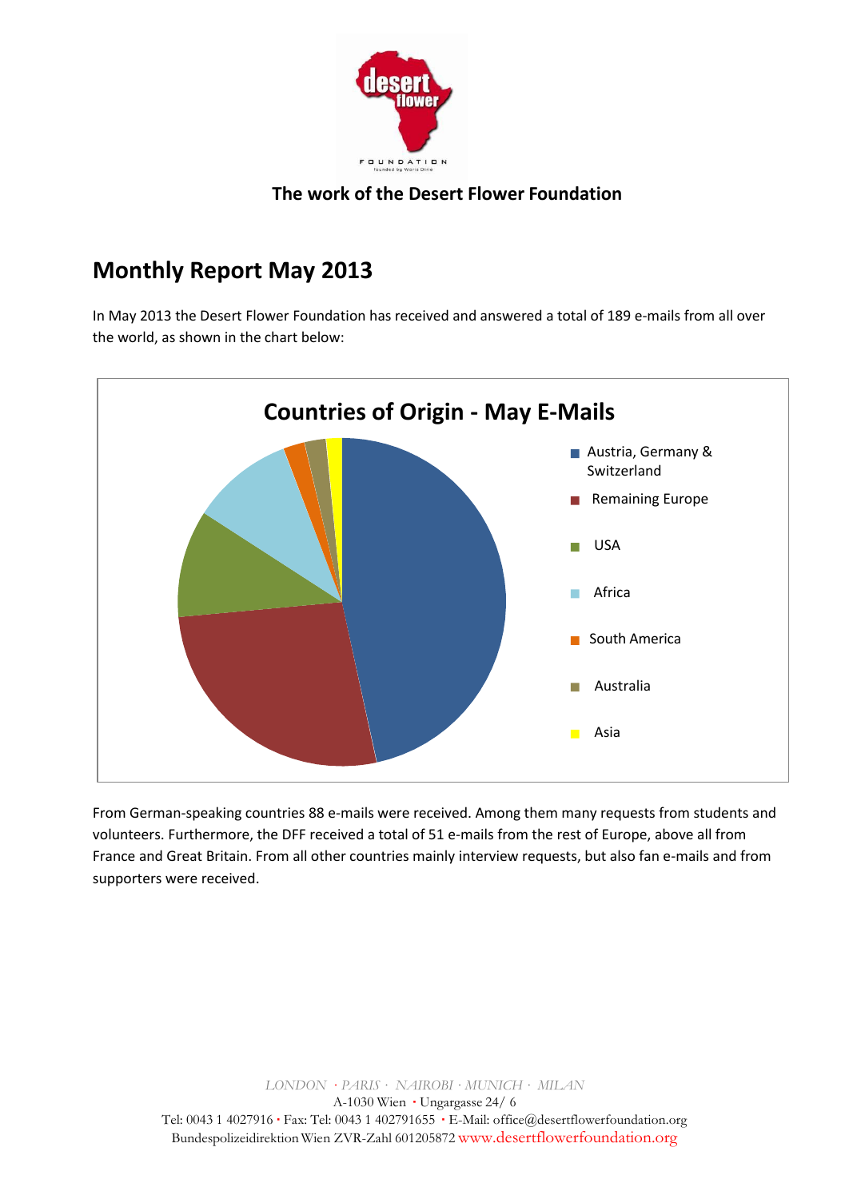The work of the Desert Flower Foundation

## Monthly Report May 2013

In May 2013 the Desert Flower Foundation has received and answered a total of 189 e-mails from all over the world, as shown in the chart below:

**Countries of Origin - May E-Mails**

- Austria, Germany & Switzerland
- Remaining Europe
- USA
- Africa
- South America
- Australia
- Asia

From German-speaking countries 88 e-mails were received. Among them many requests from students and volunteers. Furthermore, the DFF received a total of 51 e-mails from the rest of Europe, above all from France and Great Britain. From all other countries mainly interview requests, but also fan e-mails and from supporters were received.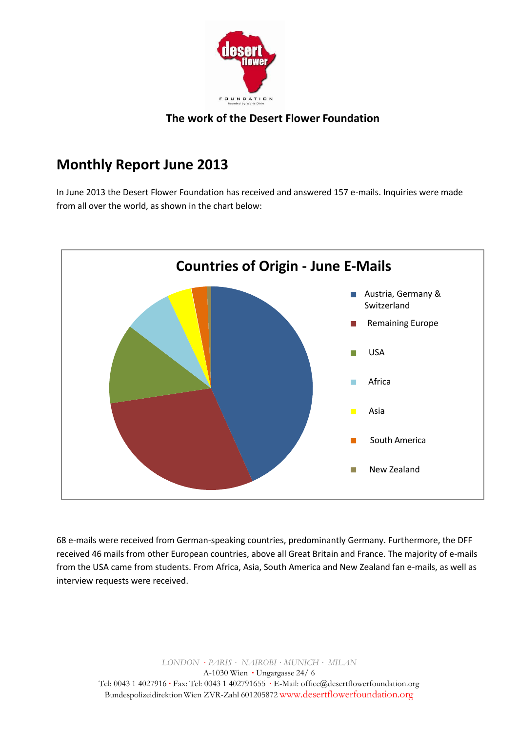The work of the Desert Flower Foundation

## Monthly Report June 2013

In June 2013 the Desert Flower Foundation has received and answered 157 e-mails. Inquiries were made from all over the world, as shown in the chart below:

**Countries of Origin - June E-Mails**

- Austria, Germany & Switzerland
- Remaining Europe
- USA
- Africa
- Asia
- South America
- New Zealand

68 e-mails were received from German-speaking countries, predominantly Germany. Furthermore, the DFF received 46 mails from other European countries, above all Great Britain and France. The majority of e-mails from the USA came from students. From Africa, Asia, South America and New Zealand fan e-mails, as well as interview requests were received.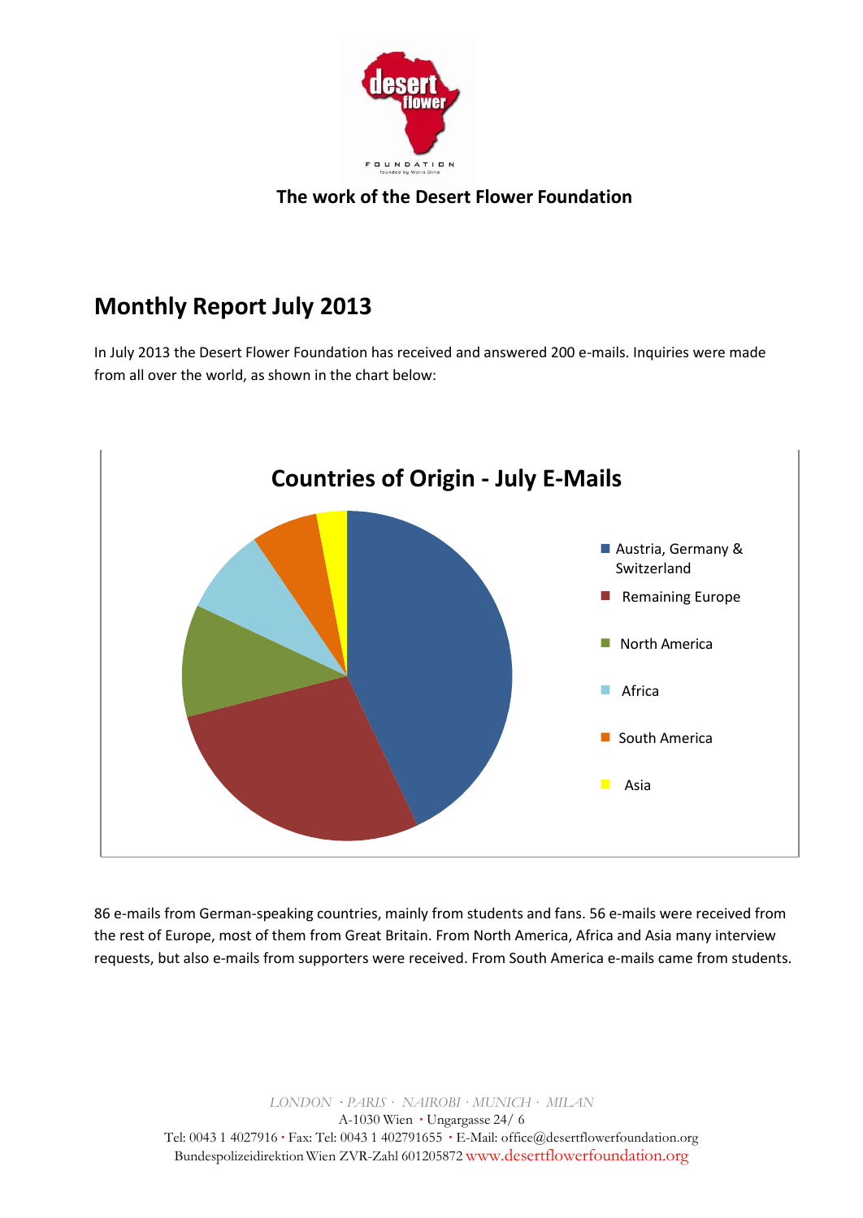The work of the Desert Flower Foundation

## Monthly Report July 2013

In July 2013 the Desert Flower Foundation has received and answered 200 e-mails. Inquiries were made from all over the world, as shown in the chart below:

**Countries of Origin - July E-Mails**

- Austria, Germany & Switzerland
- Remaining Europe
- North America
- Africa
- South America
- Asia

86 e-mails from German-speaking countries, mainly from students and fans. 56 e-mails were received from the rest of Europe, most of them from Great Britain. From North America, Africa and Asia many interview requests, but also e-mails from supporters were received. From South America e-mails came from students.

*LONDON · PARIS · NAIROBI · MUNICH · MILAN*
A-1030 Wien · Ungargasse 24/ 6
Tel: 0043 1 4027916 · Fax: Tel: 0043 1 402791655 · E-Mail: office@desertflowerfoundation.org
Bundespolizeidirektion Wien ZVR-Zahl 601205872 www.desertflowerfoundation.org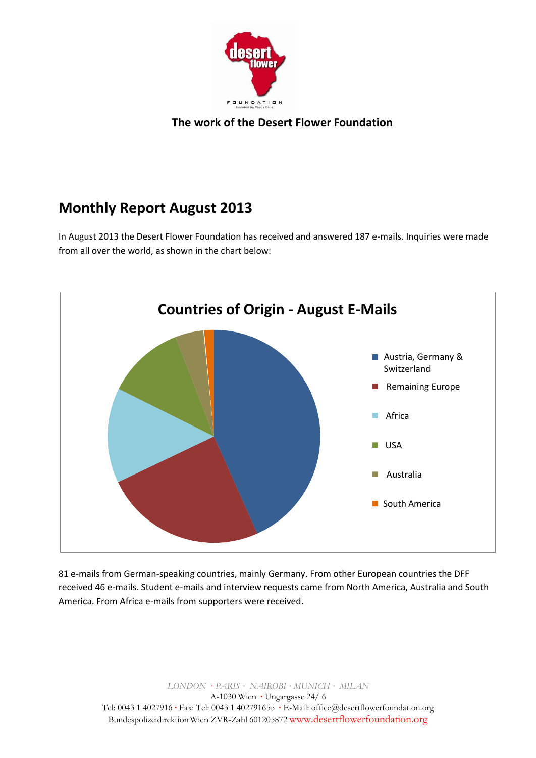**The work of the Desert Flower Foundation**

## Monthly Report August 2013

In August 2013 the Desert Flower Foundation has received and answered 187 e-mails. Inquiries were made from all over the world, as shown in the chart below:

**Countries of Origin - August E-Mails**

- Austria, Germany & Switzerland
- Remaining Europe
- Africa
- USA
- Australia
- South America

81 e-mails from German-speaking countries, mainly Germany. From other European countries the DFF received 46 e-mails. Student e-mails and interview requests came from North America, Australia and South America. From Africa e-mails from supporters were received.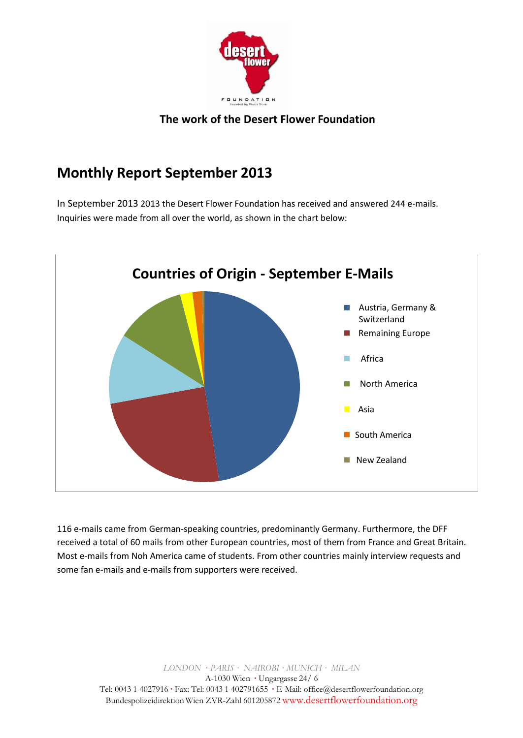The work of the Desert Flower Foundation

## Monthly Report September 2013

In September 2013 2013 the Desert Flower Foundation has received and answered 244 e-mails. Inquiries were made from all over the world, as shown in the chart below:

**Countries of Origin - September E-Mails**

- Austria, Germany & Switzerland
- Remaining Europe
- Africa
- North America
- Asia
- South America
- New Zealand

116 e-mails came from German-speaking countries, predominantly Germany. Furthermore, the DFF received a total of 60 mails from other European countries, most of them from France and Great Britain. Most e-mails from Noh America came of students. From other countries mainly interview requests and some fan e-mails and e-mails from supporters were received.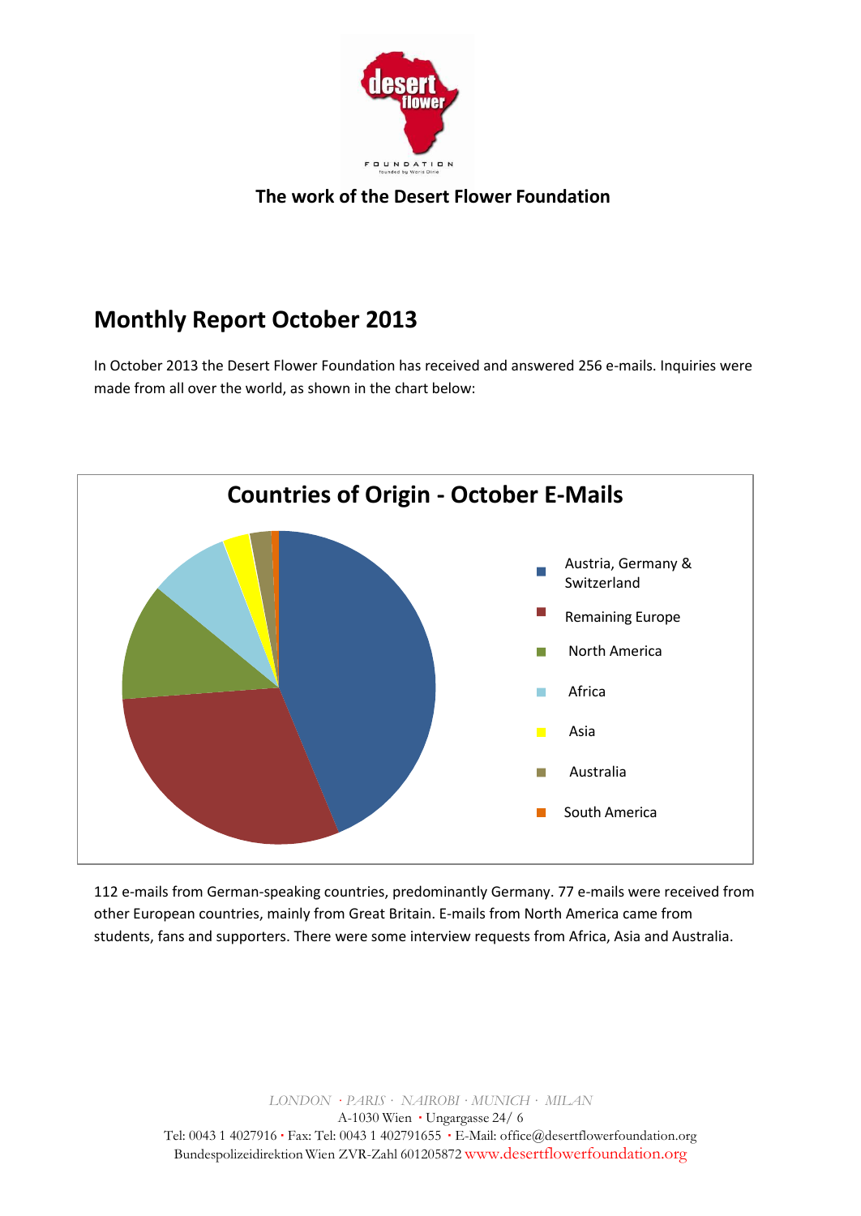**The work of the Desert Flower Foundation**

## Monthly Report October 2013

In October 2013 the Desert Flower Foundation has received and answered 256 e-mails. Inquiries were made from all over the world, as shown in the chart below:

**Countries of Origin - October E-Mails**

- Austria, Germany & Switzerland
- Remaining Europe
- North America
- Africa
- Asia
- Australia
- South America

112 e-mails from German-speaking countries, predominantly Germany. 77 e-mails were received from other European countries, mainly from Great Britain. E-mails from North America came from students, fans and supporters. There were some interview requests from Africa, Asia and Australia.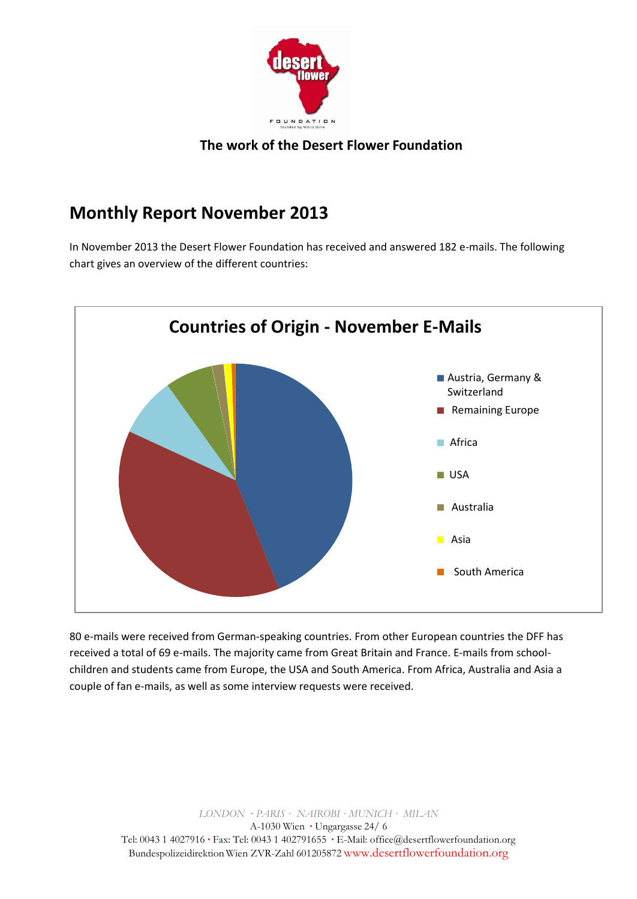The work of the Desert Flower Foundation

## Monthly Report November 2013

In November 2013 the Desert Flower Foundation has received and answered 182 e-mails. The following chart gives an overview of the different countries:

**Countries of Origin - November E-Mails**

- Austria, Germany & Switzerland
- Remaining Europe
- Africa
- USA
- Australia
- Asia
- South America

80 e-mails were received from German-speaking countries. From other European countries the DFF has received a total of 69 e-mails. The majority came from Great Britain and France. E-mails from school-children and students came from Europe, the USA and South America. From Africa, Australia and Asia a couple of fan e-mails, as well as some interview requests were received.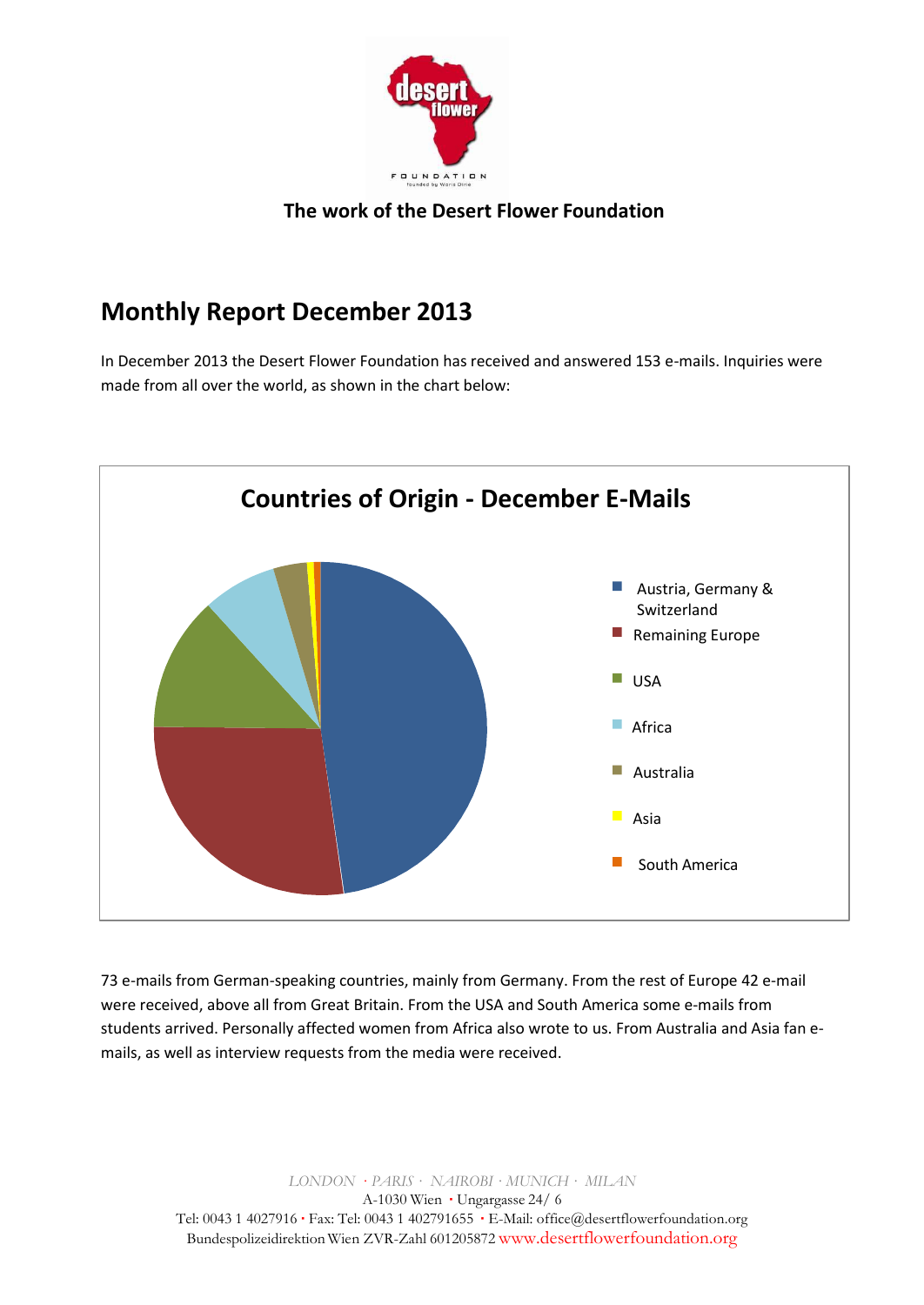The work of the Desert Flower Foundation

## Monthly Report December 2013

In December 2013 the Desert Flower Foundation has received and answered 153 e-mails. Inquiries were made from all over the world, as shown in the chart below:

**Countries of Origin - December E-Mails**

- Austria, Germany & Switzerland
- Remaining Europe
- USA
- Africa
- Australia
- Asia
- South America

73 e-mails from German-speaking countries, mainly from Germany. From the rest of Europe 42 e-mail were received, above all from Great Britain. From the USA and South America some e-mails from students arrived. Personally affected women from Africa also wrote to us. From Australia and Asia fan e-mails, as well as interview requests from the media were received.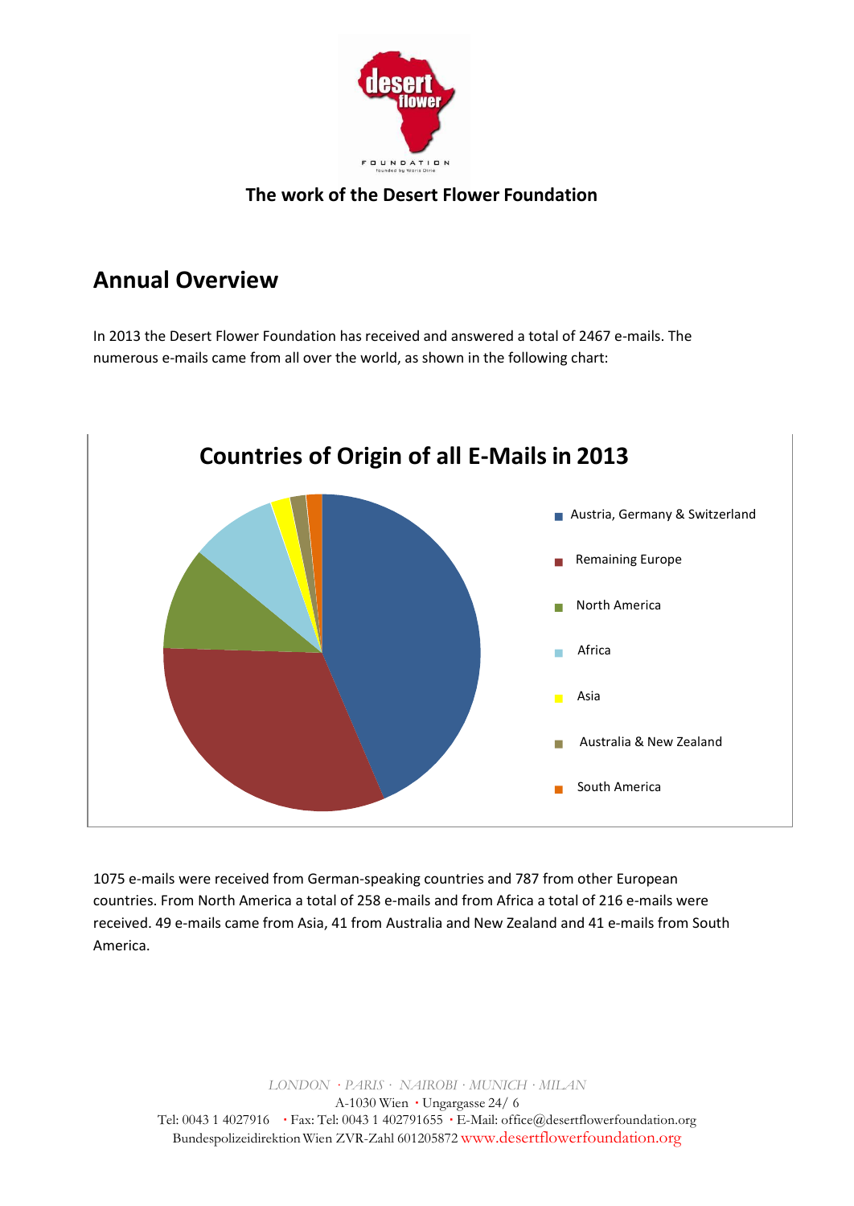**The work of the Desert Flower Foundation**

## Annual Overview

In 2013 the Desert Flower Foundation has received and answered a total of 2467 e-mails. The numerous e-mails came from all over the world, as shown in the following chart:

**Countries of Origin of all E-Mails in 2013**

- Austria, Germany & Switzerland
- Remaining Europe
- North America
- Africa
- Asia
- Australia & New Zealand
- South America

1075 e-mails were received from German-speaking countries and 787 from other European countries. From North America a total of 258 e-mails and from Africa a total of 216 e-mails were received. 49 e-mails came from Asia, 41 from Australia and New Zealand and 41 e-mails from South America.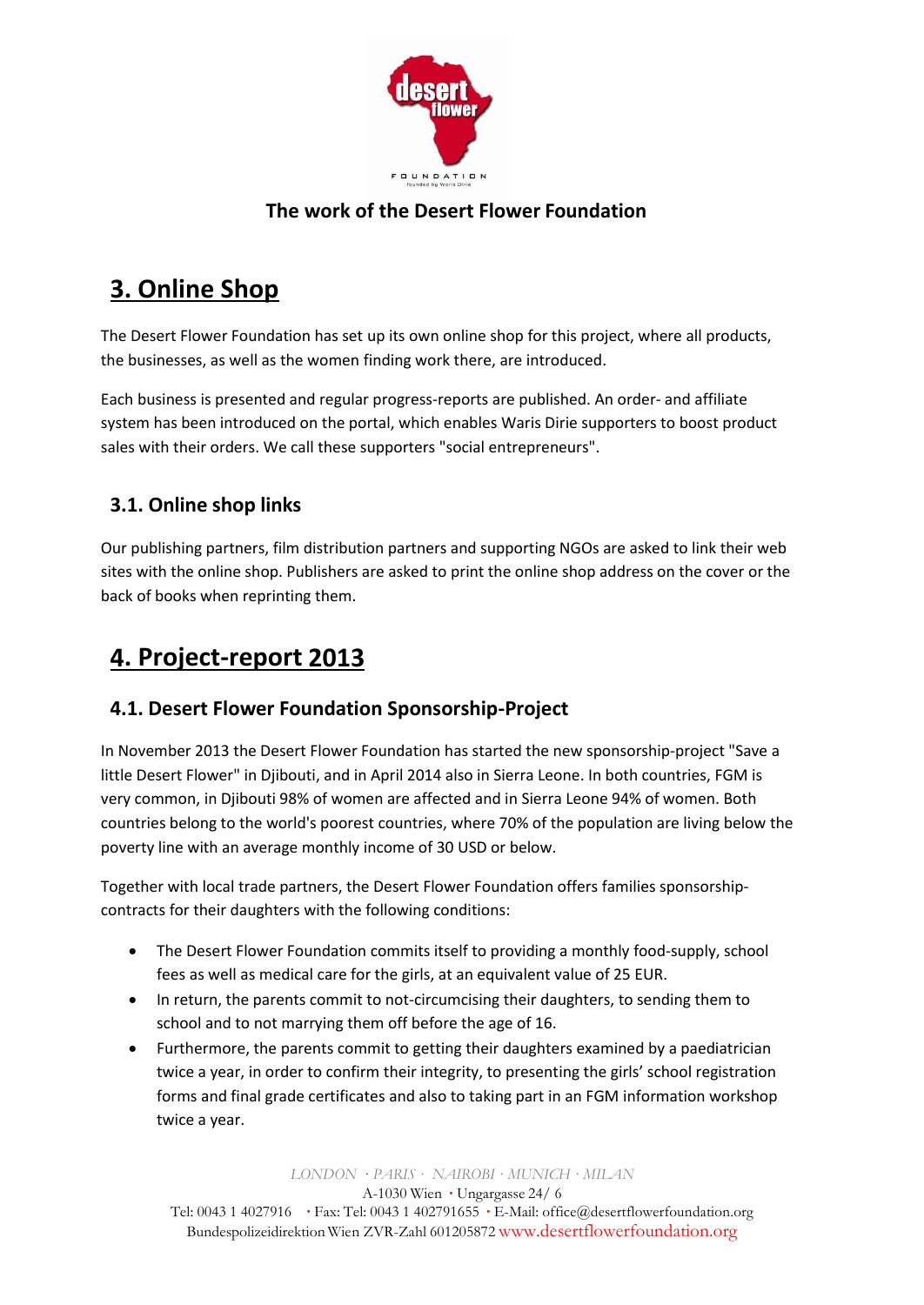The work of the Desert Flower Foundation

## 3. Online Shop

The Desert Flower Foundation has set up its own online shop for this project, where all products, the businesses, as well as the women finding work there, are introduced.

Each business is presented and regular progress-reports are published. An order- and affiliate system has been introduced on the portal, which enables Waris Dirie supporters to boost product sales with their orders. We call these supporters "social entrepreneurs".

### 3.1. Online shop links

Our publishing partners, film distribution partners and supporting NGOs are asked to link their web sites with the online shop. Publishers are asked to print the online shop address on the cover or the back of books when reprinting them.

## 4. Project-report 2013

### 4.1. Desert Flower Foundation Sponsorship-Project

In November 2013 the Desert Flower Foundation has started the new sponsorship-project "Save a little Desert Flower" in Djibouti, and in April 2014 also in Sierra Leone. In both countries, FGM is very common, in Djibouti 98% of women are affected and in Sierra Leone 94% of women. Both countries belong to the world's poorest countries, where 70% of the population are living below the poverty line with an average monthly income of 30 USD or below.

Together with local trade partners, the Desert Flower Foundation offers families sponsorship-contracts for their daughters with the following conditions:

- The Desert Flower Foundation commits itself to providing a monthly food-supply, school fees as well as medical care for the girls, at an equivalent value of 25 EUR.
- In return, the parents commit to not-circumcising their daughters, to sending them to school and to not marrying them off before the age of 16.
- Furthermore, the parents commit to getting their daughters examined by a paediatrician twice a year, in order to confirm their integrity, to presenting the girls' school registration forms and final grade certificates and also to taking part in an FGM information workshop twice a year.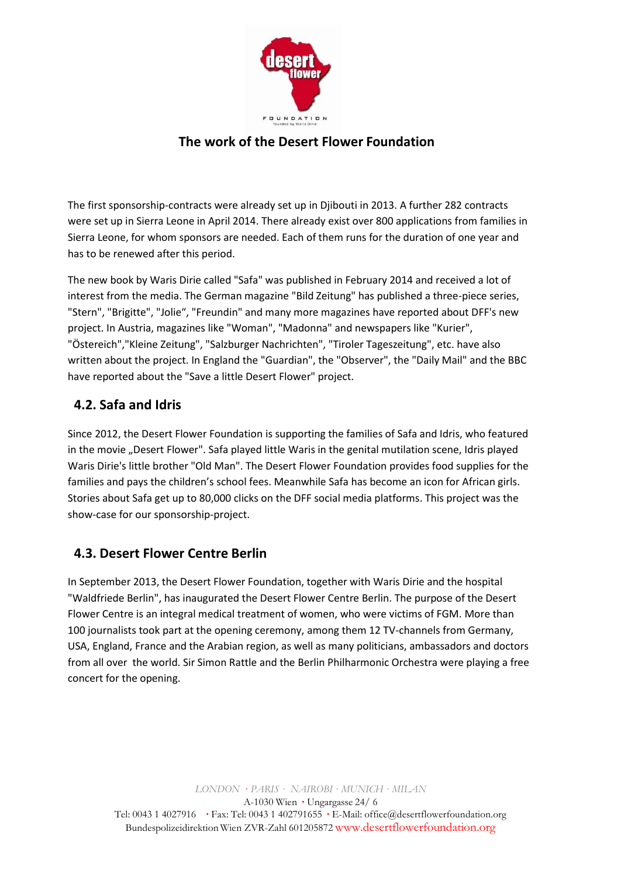## The work of the Desert Flower Foundation

The first sponsorship-contracts were already set up in Djibouti in 2013. A further 282 contracts were set up in Sierra Leone in April 2014. There already exist over 800 applications from families in Sierra Leone, for whom sponsors are needed. Each of them runs for the duration of one year and has to be renewed after this period.

The new book by Waris Dirie called "Safa" was published in February 2014 and received a lot of interest from the media. The German magazine "Bild Zeitung" has published a three-piece series, "Stern", "Brigitte", "Jolie“, "Freundin" and many more magazines have reported about DFF's new project. In Austria, magazines like "Woman", "Madonna" and newspapers like "Kurier", "Östereich","Kleine Zeitung", "Salzburger Nachrichten", "Tiroler Tageszeitung", etc. have also written about the project. In England the "Guardian", the "Observer", the "Daily Mail" and the BBC have reported about the "Save a little Desert Flower" project.

### 4.2. Safa and Idris

Since 2012, the Desert Flower Foundation is supporting the families of Safa and Idris, who featured in the movie „Desert Flower". Safa played little Waris in the genital mutilation scene, Idris played Waris Dirie's little brother "Old Man". The Desert Flower Foundation provides food supplies for the families and pays the children's school fees. Meanwhile Safa has become an icon for African girls. Stories about Safa get up to 80,000 clicks on the DFF social media platforms. This project was the show-case for our sponsorship-project.

### 4.3. Desert Flower Centre Berlin

In September 2013, the Desert Flower Foundation, together with Waris Dirie and the hospital "Waldfriede Berlin", has inaugurated the Desert Flower Centre Berlin. The purpose of the Desert Flower Centre is an integral medical treatment of women, who were victims of FGM. More than 100 journalists took part at the opening ceremony, among them 12 TV-channels from Germany, USA, England, France and the Arabian region, as well as many politicians, ambassadors and doctors from all over the world. Sir Simon Rattle and the Berlin Philharmonic Orchestra were playing a free concert for the opening.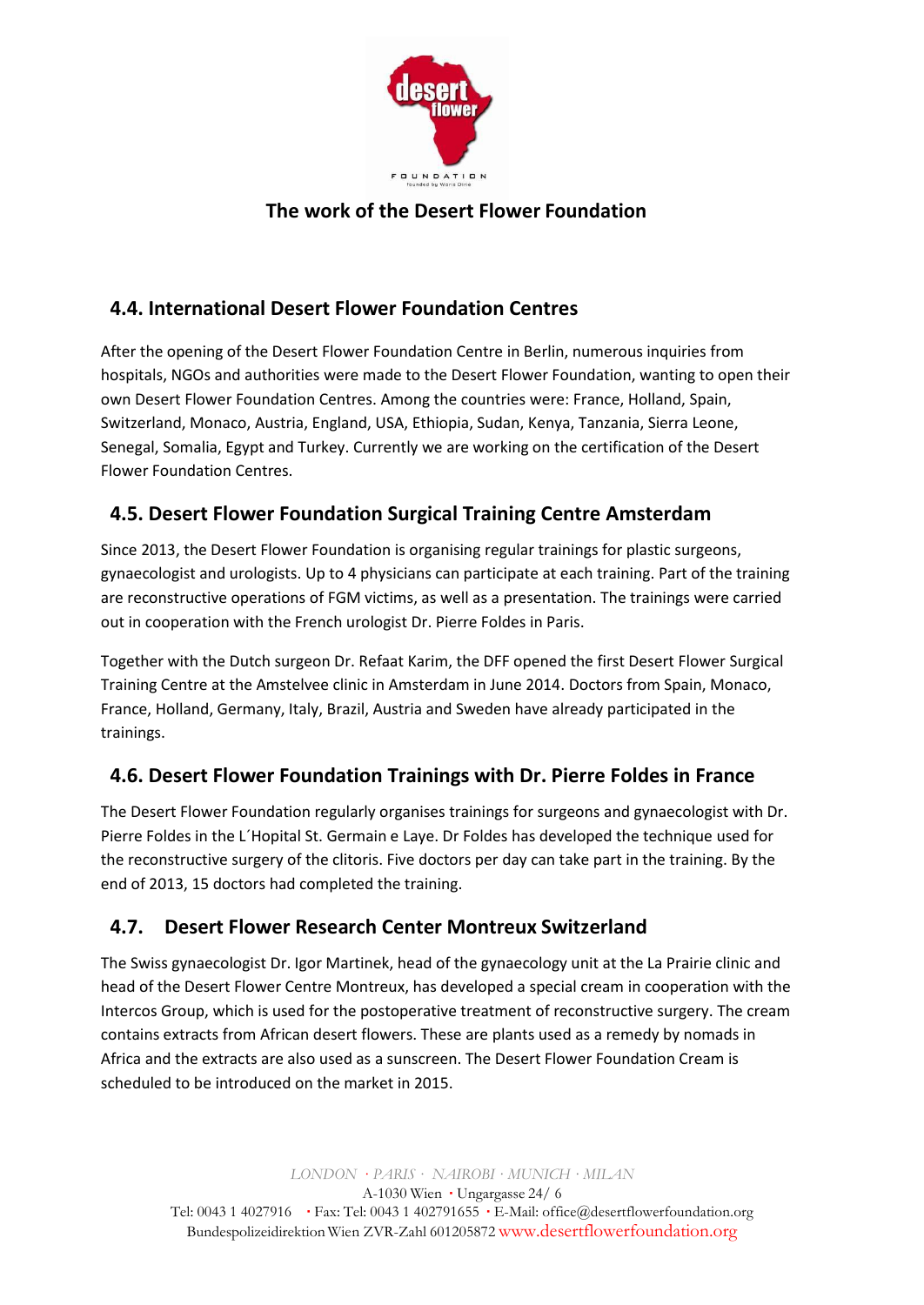## The work of the Desert Flower Foundation

### 4.4. International Desert Flower Foundation Centres

After the opening of the Desert Flower Foundation Centre in Berlin, numerous inquiries from hospitals, NGOs and authorities were made to the Desert Flower Foundation, wanting to open their own Desert Flower Foundation Centres. Among the countries were: France, Holland, Spain, Switzerland, Monaco, Austria, England, USA, Ethiopia, Sudan, Kenya, Tanzania, Sierra Leone, Senegal, Somalia, Egypt and Turkey. Currently we are working on the certification of the Desert Flower Foundation Centres.

### 4.5. Desert Flower Foundation Surgical Training Centre Amsterdam

Since 2013, the Desert Flower Foundation is organising regular trainings for plastic surgeons, gynaecologist and urologists. Up to 4 physicians can participate at each training. Part of the training are reconstructive operations of FGM victims, as well as a presentation. The trainings were carried out in cooperation with the French urologist Dr. Pierre Foldes in Paris.

Together with the Dutch surgeon Dr. Refaat Karim, the DFF opened the first Desert Flower Surgical Training Centre at the Amstelvee clinic in Amsterdam in June 2014. Doctors from Spain, Monaco, France, Holland, Germany, Italy, Brazil, Austria and Sweden have already participated in the trainings.

### 4.6. Desert Flower Foundation Trainings with Dr. Pierre Foldes in France

The Desert Flower Foundation regularly organises trainings for surgeons and gynaecologist with Dr. Pierre Foldes in the L´Hopital St. Germain e Laye. Dr Foldes has developed the technique used for the reconstructive surgery of the clitoris. Five doctors per day can take part in the training. By the end of 2013, 15 doctors had completed the training.

### 4.7. Desert Flower Research Center Montreux Switzerland

The Swiss gynaecologist Dr. Igor Martinek, head of the gynaecology unit at the La Prairie clinic and head of the Desert Flower Centre Montreux, has developed a special cream in cooperation with the Intercos Group, which is used for the postoperative treatment of reconstructive surgery. The cream contains extracts from African desert flowers. These are plants used as a remedy by nomads in Africa and the extracts are also used as a sunscreen. The Desert Flower Foundation Cream is scheduled to be introduced on the market in 2015.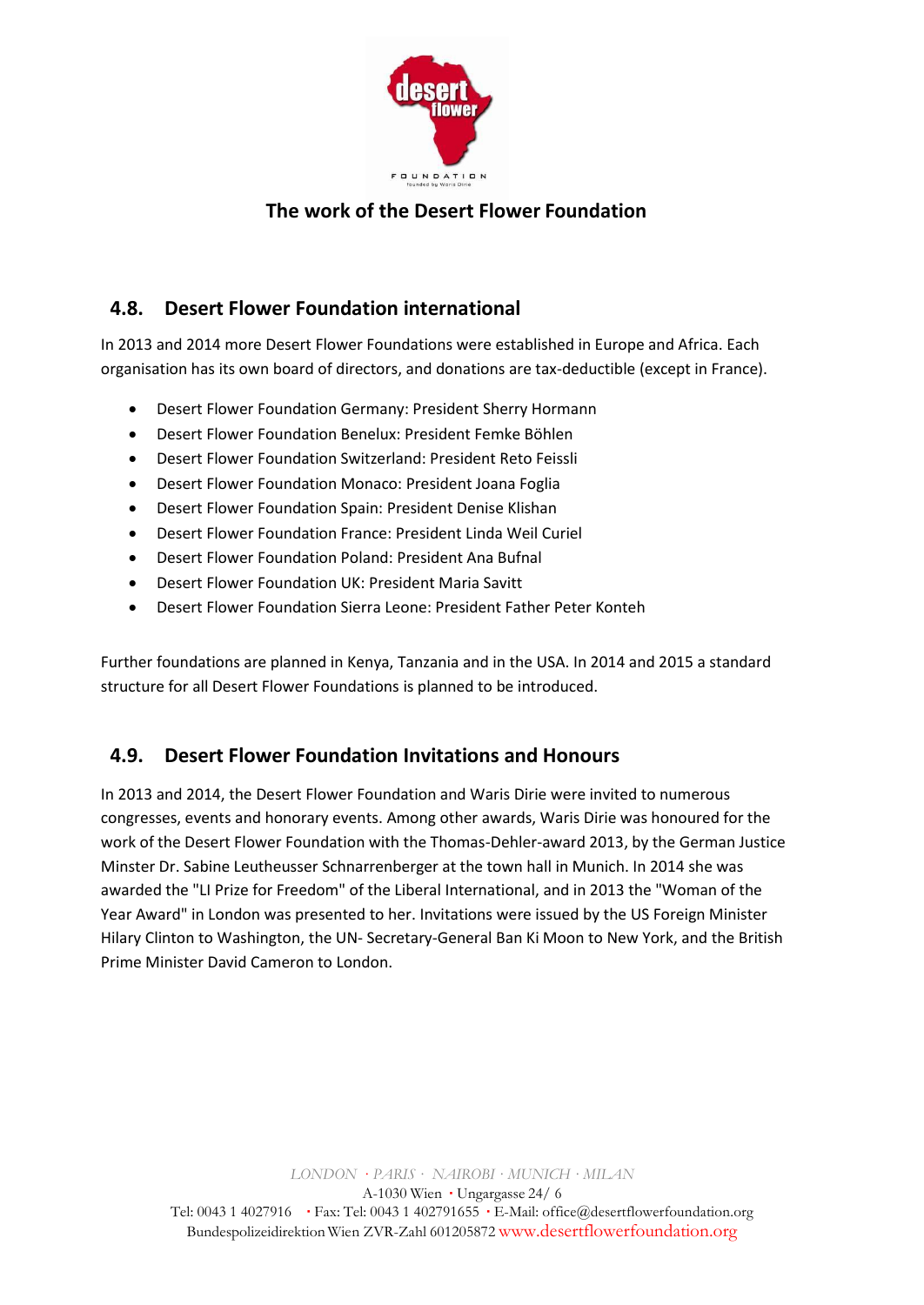## The work of the Desert Flower Foundation

### 4.8. Desert Flower Foundation international

In 2013 and 2014 more Desert Flower Foundations were established in Europe and Africa. Each organisation has its own board of directors, and donations are tax-deductible (except in France).

- Desert Flower Foundation Germany: President Sherry Hormann
- Desert Flower Foundation Benelux: President Femke Böhlen
- Desert Flower Foundation Switzerland: President Reto Feissli
- Desert Flower Foundation Monaco: President Joana Foglia
- Desert Flower Foundation Spain: President Denise Klishan
- Desert Flower Foundation France: President Linda Weil Curiel
- Desert Flower Foundation Poland: President Ana Bufnal
- Desert Flower Foundation UK: President Maria Savitt
- Desert Flower Foundation Sierra Leone: President Father Peter Konteh

Further foundations are planned in Kenya, Tanzania and in the USA. In 2014 and 2015 a standard structure for all Desert Flower Foundations is planned to be introduced.

### 4.9. Desert Flower Foundation Invitations and Honours

In 2013 and 2014, the Desert Flower Foundation and Waris Dirie were invited to numerous congresses, events and honorary events. Among other awards, Waris Dirie was honoured for the work of the Desert Flower Foundation with the Thomas-Dehler-award 2013, by the German Justice Minster Dr. Sabine Leutheusser Schnarrenberger at the town hall in Munich. In 2014 she was awarded the "LI Prize for Freedom" of the Liberal International, and in 2013 the "Woman of the Year Award" in London was presented to her. Invitations were issued by the US Foreign Minister Hilary Clinton to Washington, the UN- Secretary-General Ban Ki Moon to New York, and the British Prime Minister David Cameron to London.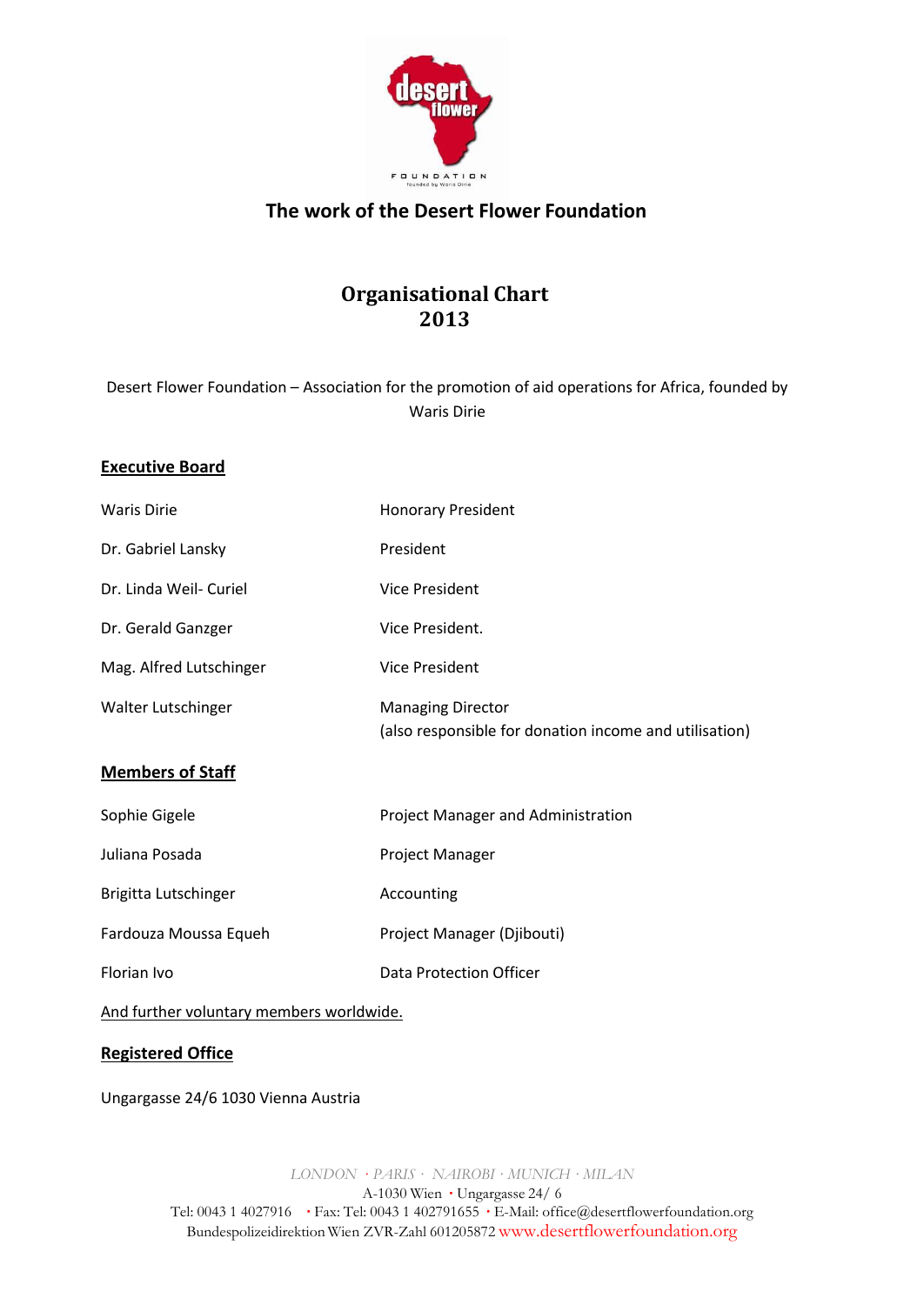## The work of the Desert Flower Foundation

# Organisational Chart 2013

Desert Flower Foundation – Association for the promotion of aid operations for Africa, founded by Waris Dirie

**Executive Board**

| | |
|---|---|
| Waris Dirie | Honorary President |
| Dr. Gabriel Lansky | President |
| Dr. Linda Weil- Curiel | Vice President |
| Dr. Gerald Ganzger | Vice President. |
| Mag. Alfred Lutschinger | Vice President |
| Walter Lutschinger | Managing Director (also responsible for donation income and utilisation) |

**Members of Staff**

| | |
|---|---|
| Sophie Gigele | Project Manager and Administration |
| Juliana Posada | Project Manager |
| Brigitta Lutschinger | Accounting |
| Fardouza Moussa Equeh | Project Manager (Djibouti) |
| Florian Ivo | Data Protection Officer |

And further voluntary members worldwide.

**Registered Office**

Ungargasse 24/6 1030 Vienna Austria

*LONDON · PARIS · NAIROBI · MUNICH · MILAN*
A-1030 Wien · Ungargasse 24/ 6
Tel: 0043 1 4027916 · Fax: Tel: 0043 1 402791655 · E-Mail: office@desertflowerfoundation.org
Bundespolizeidirektion Wien ZVR-Zahl 601205872 www.desertflowerfoundation.org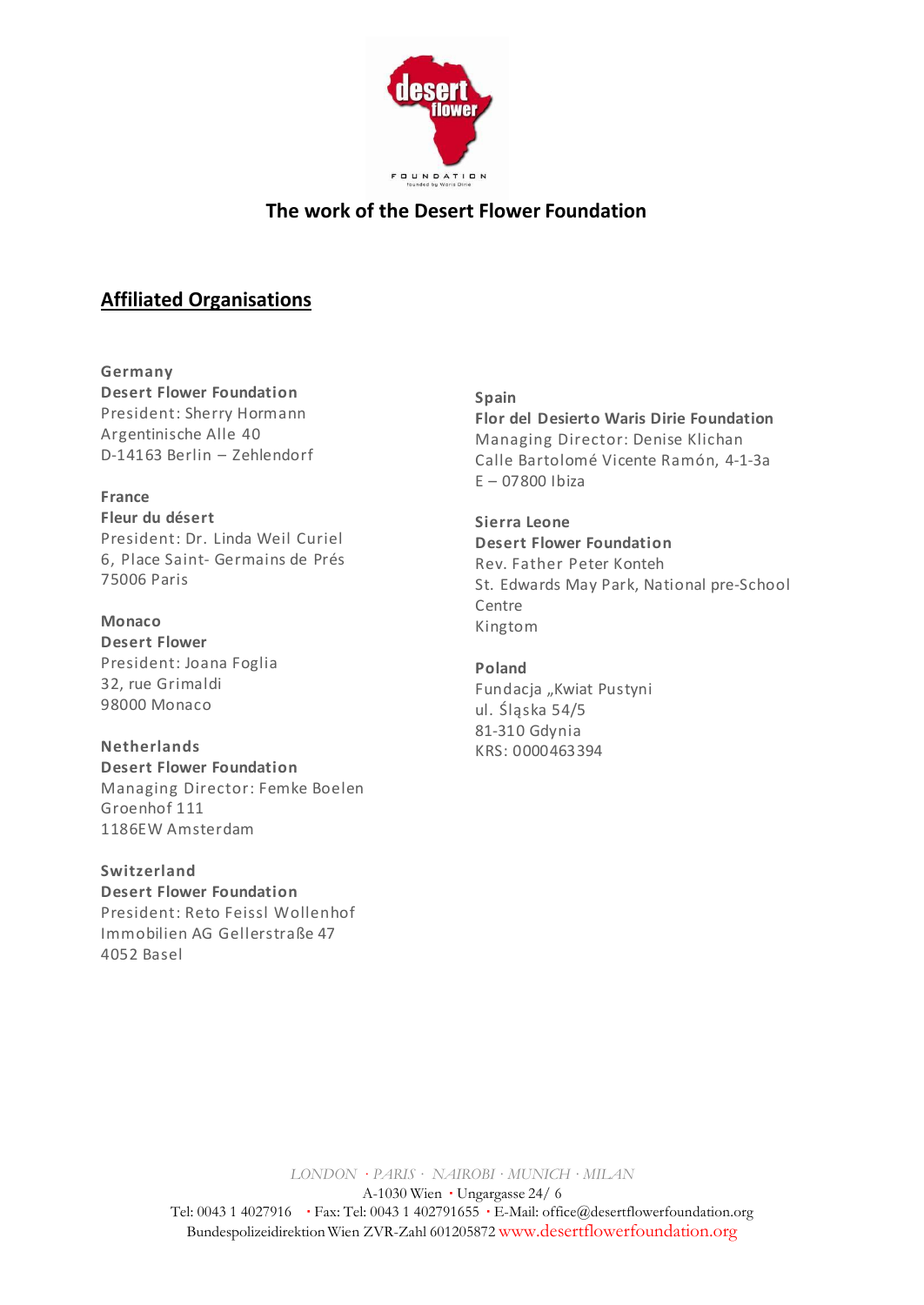# The work of the Desert Flower Foundation

## Affiliated Organisations

**Germany**
**Desert Flower Foundation**
President: Sherry Hormann
Argentinische Alle 40
D-14163 Berlin – Zehlendorf

**France**
**Fleur du désert**
President: Dr. Linda Weil Curiel
6, Place Saint- Germains de Prés
75006 Paris

**Monaco**
**Desert Flower**
President: Joana Foglia
32, rue Grimaldi
98000 Monaco

**Netherlands**
**Desert Flower Foundation**
Managing Director: Femke Boelen
Groenhof 111
1186EW Amsterdam

**Switzerland**
**Desert Flower Foundation**
President: Reto Feissl Wollenhof
Immobilien AG Gellerstraße 47
4052 Basel

**Spain**
**Flor del Desierto Waris Dirie Foundation**
Managing Director: Denise Klichan
Calle Bartolomé Vicente Ramón, 4-1-3a
E – 07800 Ibiza

**Sierra Leone**
**Desert Flower Foundation**
Rev. Father Peter Konteh
St. Edwards May Park, National pre-School Centre
Kingtom

**Poland**
Fundacja „Kwiat Pustyni
ul. Śląska 54/5
81-310 Gdynia
KRS: 0000463394

*LONDON · PARIS · NAIROBI · MUNICH · MILAN*
A-1030 Wien · Ungargasse 24/ 6
Tel: 0043 1 4027916 · Fax: Tel: 0043 1 402791655 · E-Mail: office@desertflowerfoundation.org
Bundespolizeidirektion Wien ZVR-Zahl 601205872 www.desertflowerfoundation.org